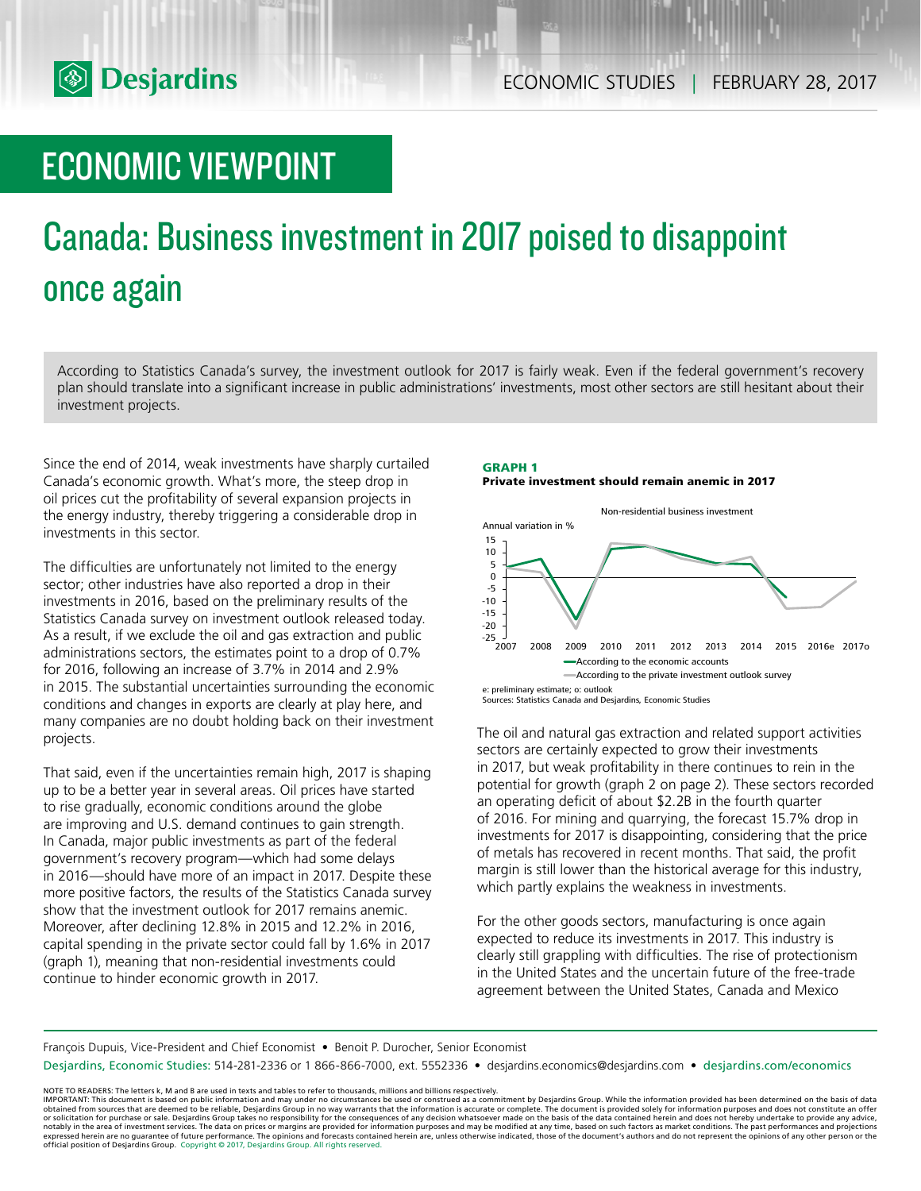# ECONOMIC VIEWPOINT

# Canada: Business investment in 2017 poised to disappoint once again

According to Statistics Canada's survey, the investment outlook for 2017 is fairly weak. Even if the federal government's recovery plan should translate into a significant increase in public administrations' investments, most other sectors are still hesitant about their investment projects.

Since the end of 2014, weak investments have sharply curtailed Canada's economic growth. What's more, the steep drop in oil prices cut the profitability of several expansion projects in the energy industry, thereby triggering a considerable drop in investments in this sector.

The difficulties are unfortunately not limited to the energy sector; other industries have also reported a drop in their investments in 2016, based on the preliminary results of the Statistics Canada survey on investment outlook released today. As a result, if we exclude the oil and gas extraction and public administrations sectors, the estimates point to a drop of 0.7% for 2016, following an increase of 3.7% in 2014 and 2.9% in 2015. The substantial uncertainties surrounding the economic conditions and changes in exports are clearly at play here, and many companies are no doubt holding back on their investment projects.

That said, even if the uncertainties remain high, 2017 is shaping up to be a better year in several areas. Oil prices have started to rise gradually, economic conditions around the globe are improving and U.S. demand continues to gain strength. In Canada, major public investments as part of the federal government's recovery program—which had some delays in 2016—should have more of an impact in 2017. Despite these more positive factors, the results of the Statistics Canada survey show that the investment outlook for 2017 remains anemic. Moreover, after declining 12.8% in 2015 and 12.2% in 2016, capital spending in the private sector could fall by 1.6% in 2017 (graph 1), meaning that non-residential investments could continue to hinder economic growth in 2017.

**GRAPH 1**
**Private investment should remain anemic in 2017**

Non-residential business investment

Annual variation in %

- According to the economic accounts
- According to the private investment outlook survey

e: preliminary estimate; o: outlook
Sources: Statistics Canada and Desjardins, Economic Studies

The oil and natural gas extraction and related support activities sectors are certainly expected to grow their investments in 2017, but weak profitability in there continues to rein in the potential for growth (graph 2 on page 2). These sectors recorded an operating deficit of about $2.2B in the fourth quarter of 2016. For mining and quarrying, the forecast 15.7% drop in investments for 2017 is disappointing, considering that the price of metals has recovered in recent months. That said, the profit margin is still lower than the historical average for this industry, which partly explains the weakness in investments.

For the other goods sectors, manufacturing is once again expected to reduce its investments in 2017. This industry is clearly still grappling with difficulties. The rise of protectionism in the United States and the uncertain future of the free-trade agreement between the United States, Canada and Mexico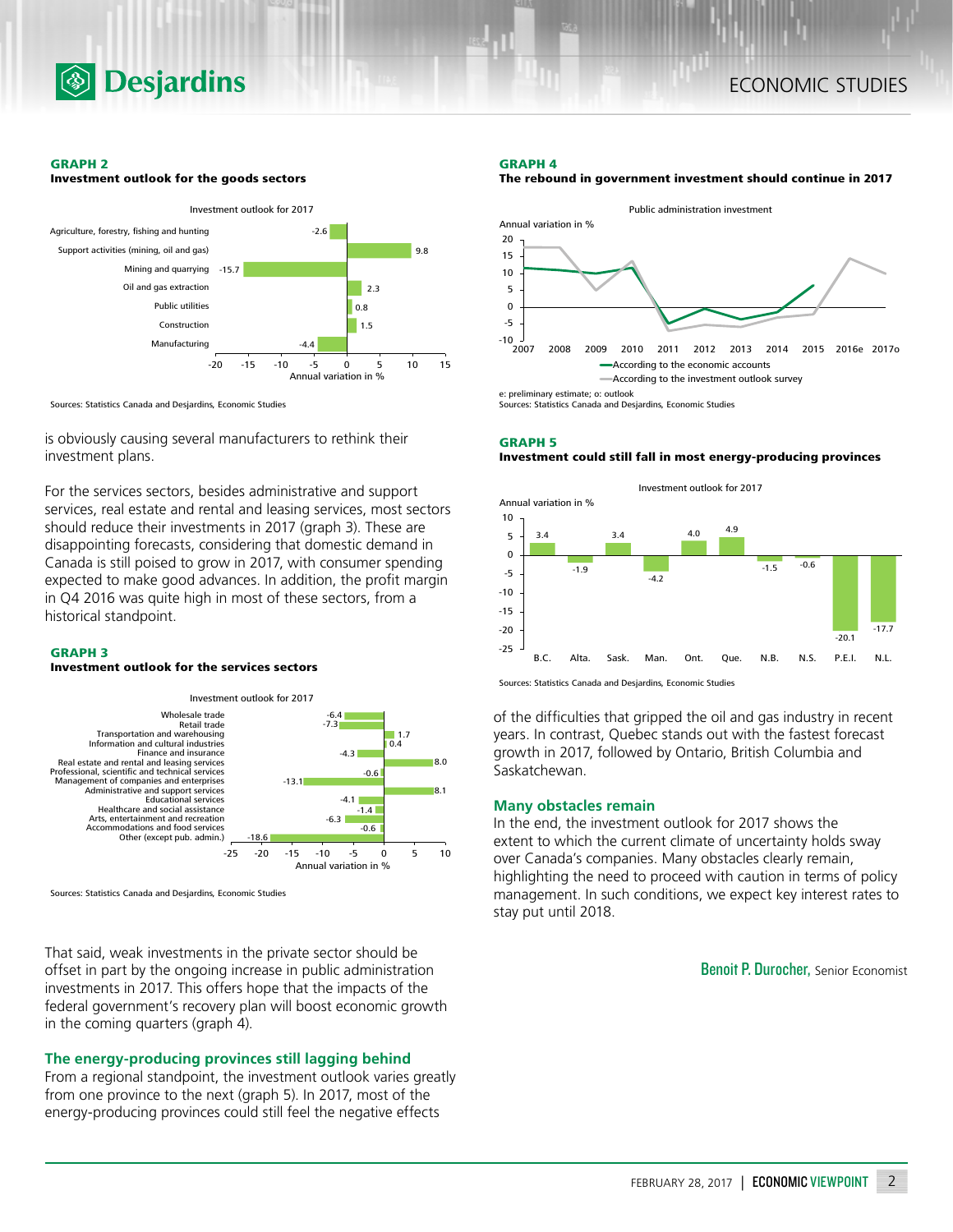**GRAPH 2**
**Investment outlook for the goods sectors**

Investment outlook for 2017

Agriculture, forestry, fishing and hunting -2.6
Support activities (mining, oil and gas) 9.8
Mining and quarrying -15.7
Oil and gas extraction 2.3
Public utilities 0.8
Construction 1.5
Manufacturing -4.4

-20 -15 -10 -5 0 5 10 15
Annual variation in %

Sources: Statistics Canada and Desjardins, Economic Studies

is obviously causing several manufacturers to rethink their investment plans.

For the services sectors, besides administrative and support services, real estate and rental and leasing services, most sectors should reduce their investments in 2017 (graph 3). These are disappointing forecasts, considering that domestic demand in Canada is still poised to grow in 2017, with consumer spending expected to make good advances. In addition, the profit margin in Q4 2016 was quite high in most of these sectors, from a historical standpoint.

**GRAPH 3**
**Investment outlook for the services sectors**

Investment outlook for 2017

Wholesale trade -6.4
Retail trade -7.3
Transportation and warehousing 1.7
Information and cultural industries 0.4
Finance and insurance -4.3
Real estate and rental and leasing services 8.0
Professional, scientific and technical services -0.6
Management of companies and enterprises -13.1
Administrative and support services 8.1
Educational services -4.1
Healthcare and social assistance -1.4
Arts, entertainment and recreation -6.3
Accommodations and food services -0.6
Other (except pub. admin.) -18.6

-25 -20 -15 -10 -5 0 5 10
Annual variation in %

Sources: Statistics Canada and Desjardins, Economic Studies

That said, weak investments in the private sector should be offset in part by the ongoing increase in public administration investments in 2017. This offers hope that the impacts of the federal government's recovery plan will boost economic growth in the coming quarters (graph 4).

## The energy-producing provinces still lagging behind

From a regional standpoint, the investment outlook varies greatly from one province to the next (graph 5). In 2017, most of the energy-producing provinces could still feel the negative effects of the difficulties that gripped the oil and gas industry in recent years. In contrast, Quebec stands out with the fastest forecast growth in 2017, followed by Ontario, British Columbia and Saskatchewan.

**GRAPH 4**
**The rebound in government investment should continue in 2017**

Public administration investment

Annual variation in %

20 15 10 5 0 -5 -10

2007 2008 2009 2010 2011 2012 2013 2014 2015 2016e 2017o

According to the economic accounts
According to the investment outlook survey

e: preliminary estimate; o: outlook
Sources: Statistics Canada and Desjardins, Economic Studies

**GRAPH 5**
**Investment could still fall in most energy-producing provinces**

Investment outlook for 2017

Annual variation in %

10 5 0 -5 -10 -15 -20 -25

B.C. 3.4
Alta. -1.9
Sask. 3.4
Man. -4.2
Ont. 4.0
Que. 4.9
N.B. -1.5
N.S. -0.6
P.E.I. -20.1
N.L. -17.7

Sources: Statistics Canada and Desjardins, Economic Studies

## Many obstacles remain

In the end, the investment outlook for 2017 shows the extent to which the current climate of uncertainty holds sway over Canada's companies. Many obstacles clearly remain, highlighting the need to proceed with caution in terms of policy management. In such conditions, we expect key interest rates to stay put until 2018.

Benoit P. Durocher, Senior Economist